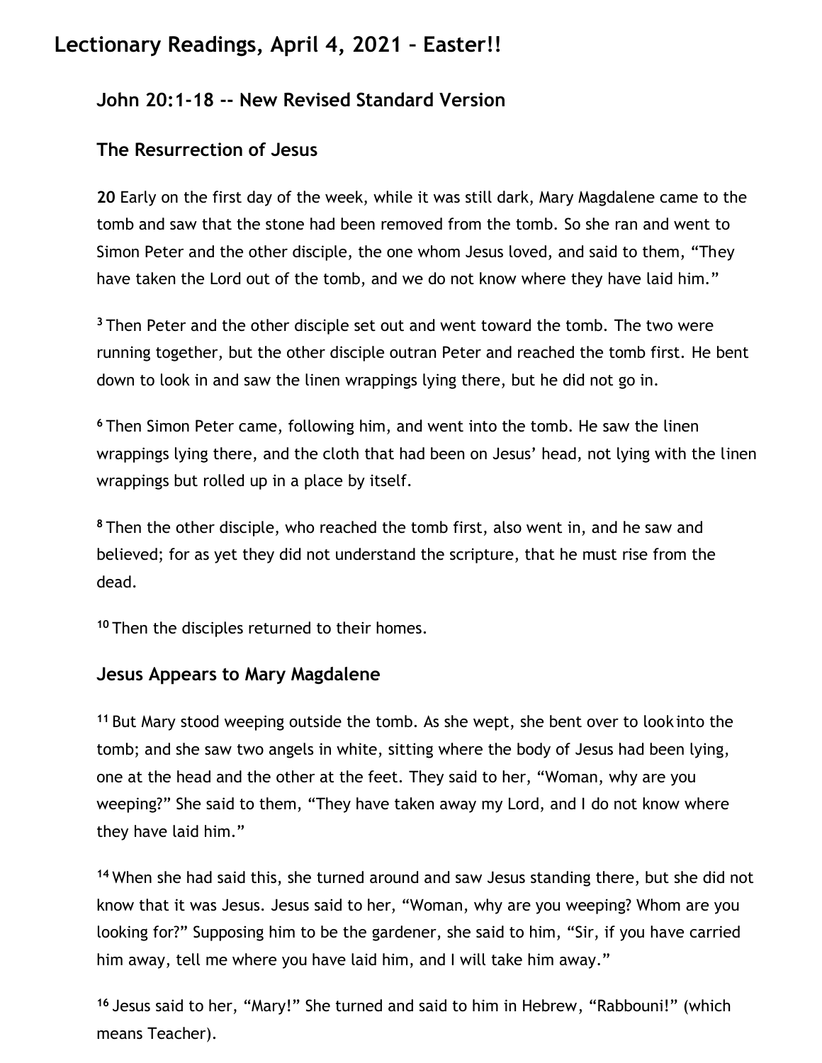# Lectionary Readings, April 4, 2021 – Easter!!

## John 20:1-18 -- New Revised Standard Version

## The Resurrection of Jesus

**20** Early on the first day of the week, while it was still dark, Mary Magdalene came to the tomb and saw that the stone had been removed from the tomb. So she ran and went to Simon Peter and the other disciple, the one whom Jesus loved, and said to them, "They have taken the Lord out of the tomb, and we do not know where they have laid him."

**3** Then Peter and the other disciple set out and went toward the tomb. The two were running together, but the other disciple outran Peter and reached the tomb first. He bent down to look in and saw the linen wrappings lying there, but he did not go in.

**6** Then Simon Peter came, following him, and went into the tomb. He saw the linen wrappings lying there, and the cloth that had been on Jesus' head, not lying with the linen wrappings but rolled up in a place by itself.

**8** Then the other disciple, who reached the tomb first, also went in, and he saw and believed; for as yet they did not understand the scripture, that he must rise from the dead.

**10** Then the disciples returned to their homes.

## Jesus Appears to Mary Magdalene

**11** But Mary stood weeping outside the tomb. As she wept, she bent over to look into the tomb; and she saw two angels in white, sitting where the body of Jesus had been lying, one at the head and the other at the feet. They said to her, "Woman, why are you weeping?" She said to them, "They have taken away my Lord, and I do not know where they have laid him."

**14** When she had said this, she turned around and saw Jesus standing there, but she did not know that it was Jesus. Jesus said to her, "Woman, why are you weeping? Whom are you looking for?" Supposing him to be the gardener, she said to him, "Sir, if you have carried him away, tell me where you have laid him, and I will take him away."

**16** Jesus said to her, "Mary!" She turned and said to him in Hebrew, "Rabbouni!" (which means Teacher).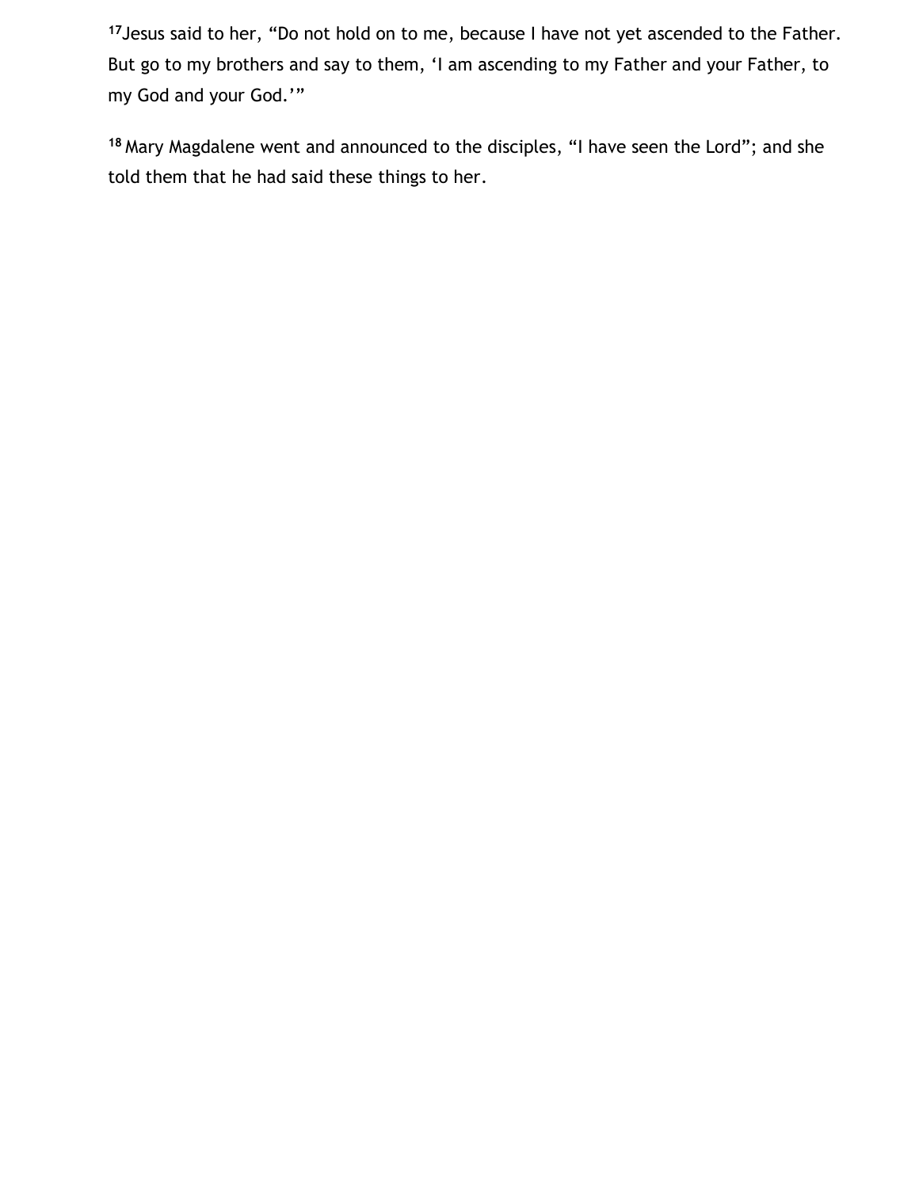[17]Jesus said to her, “Do not hold on to me, because I have not yet ascended to the Father. But go to my brothers and say to them, ‘I am ascending to my Father and your Father, to my God and your God.’”

[18] Mary Magdalene went and announced to the disciples, “I have seen the Lord”; and she told them that he had said these things to her.